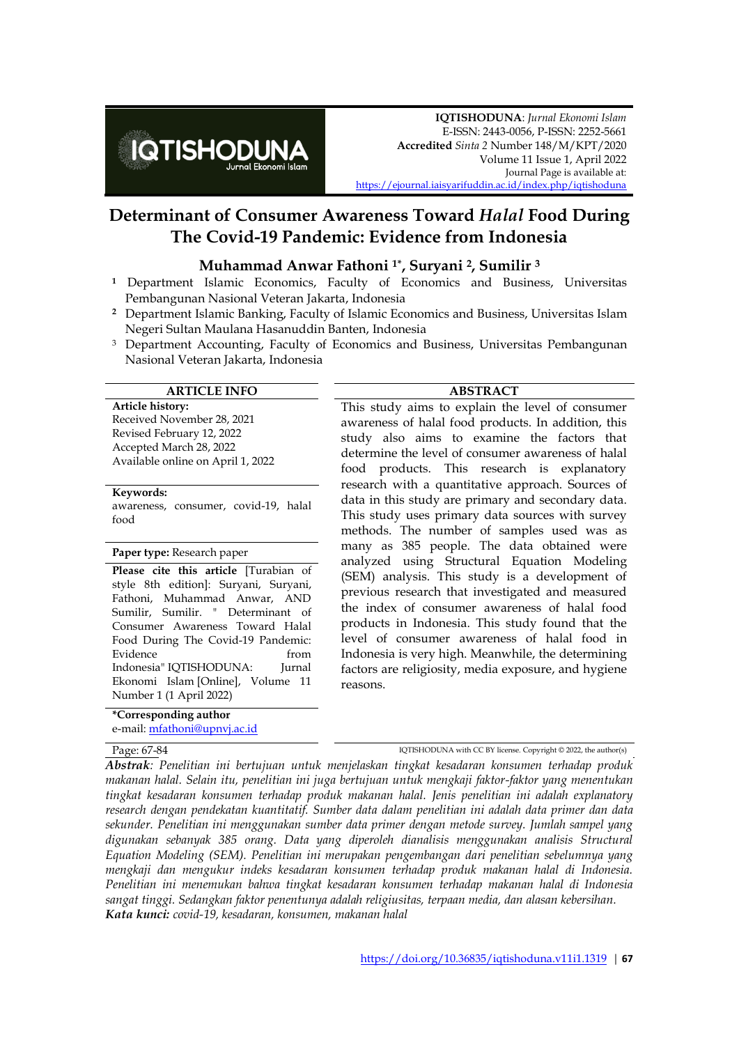**IQTISHODUNA**: *Jurnal Ekonomi Islam*
E-ISSN: 2443-0056, P-ISSN: 2252-5661
**Accredited** *Sinta 2* Number 148/M/KPT/2020
Volume 11 Issue 1, April 2022
Journal Page is available at:
https://ejournal.iaisyarifuddin.ac.id/index.php/iqtishoduna

# Determinant of Consumer Awareness Toward *Halal* Food During The Covid-19 Pandemic: Evidence from Indonesia

**Muhammad Anwar Fathoni [1*], Suryani [2], Sumilir [3]**

[1] Department Islamic Economics, Faculty of Economics and Business, Universitas Pembangunan Nasional Veteran Jakarta, Indonesia

[2] Department Islamic Banking, Faculty of Islamic Economics and Business, Universitas Islam Negeri Sultan Maulana Hasanuddin Banten, Indonesia

[3] Department Accounting, Faculty of Economics and Business, Universitas Pembangunan Nasional Veteran Jakarta, Indonesia

## ARTICLE INFO

**Article history:**
Received November 28, 2021
Revised February 12, 2022
Accepted March 28, 2022
Available online on April 1, 2022

**Keywords:**
awareness, consumer, covid-19, halal food

**Paper type:** Research paper

**Please cite this article** [Turabian of style 8th edition]: Suryani, Suryani, Fathoni, Muhammad Anwar, AND Sumilir, Sumilir. " Determinant of Consumer Awareness Toward Halal Food During The Covid-19 Pandemic: Evidence from Indonesia" IQTISHODUNA: Jurnal Ekonomi Islam [Online], Volume 11 Number 1 (1 April 2022)

**\*Corresponding author**
e-mail: mfathoni@upnvj.ac.id

## ABSTRACT

This study aims to explain the level of consumer awareness of halal food products. In addition, this study also aims to examine the factors that determine the level of consumer awareness of halal food products. This research is explanatory research with a quantitative approach. Sources of data in this study are primary and secondary data. This study uses primary data sources with survey methods. The number of samples used was as many as 385 people. The data obtained were analyzed using Structural Equation Modeling (SEM) analysis. This study is a development of previous research that investigated and measured the index of consumer awareness of halal food products in Indonesia. This study found that the level of consumer awareness of halal food in Indonesia is very high. Meanwhile, the determining factors are religiosity, media exposure, and hygiene reasons.

Page: 67-84

IQTISHODUNA with CC BY license. Copyright © 2022, the author(s)

***Abstrak**: Penelitian ini bertujuan untuk menjelaskan tingkat kesadaran konsumen terhadap produk makanan halal. Selain itu, penelitian ini juga bertujuan untuk mengkaji faktor-faktor yang menentukan tingkat kesadaran konsumen terhadap produk makanan halal. Jenis penelitian ini adalah explanatory research dengan pendekatan kuantitatif. Sumber data dalam penelitian ini adalah data primer dan data sekunder. Penelitian ini menggunakan sumber data primer dengan metode survey. Jumlah sampel yang digunakan sebanyak 385 orang. Data yang diperoleh dianalisis menggunakan analisis Structural Equation Modeling (SEM). Penelitian ini merupakan pengembangan dari penelitian sebelumnya yang mengkaji dan mengukur indeks kesadaran konsumen terhadap produk makanan halal di Indonesia. Penelitian ini menemukan bahwa tingkat kesadaran konsumen terhadap makanan halal di Indonesia sangat tinggi. Sedangkan faktor penentunya adalah religiusitas, terpaan media, dan alasan kebersihan.*

***Kata kunci:** covid-19, kesadaran, konsumen, makanan halal*

https://doi.org/10.36835/iqtishoduna.v11i1.1319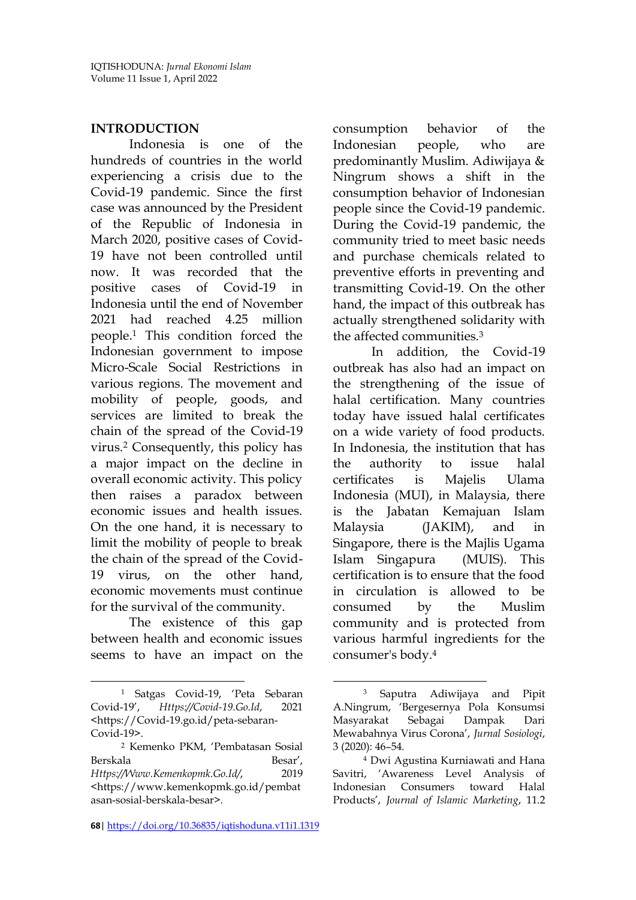## INTRODUCTION

Indonesia is one of the hundreds of countries in the world experiencing a crisis due to the Covid-19 pandemic. Since the first case was announced by the President of the Republic of Indonesia in March 2020, positive cases of Covid-19 have not been controlled until now. It was recorded that the positive cases of Covid-19 in Indonesia until the end of November 2021 had reached 4.25 million people.[1] This condition forced the Indonesian government to impose Micro-Scale Social Restrictions in various regions. The movement and mobility of people, goods, and services are limited to break the chain of the spread of the Covid-19 virus.[2] Consequently, this policy has a major impact on the decline in overall economic activity. This policy then raises a paradox between economic issues and health issues. On the one hand, it is necessary to limit the mobility of people to break the chain of the spread of the Covid-19 virus, on the other hand, economic movements must continue for the survival of the community.

The existence of this gap between health and economic issues seems to have an impact on the consumption behavior of the Indonesian people, who are predominantly Muslim. Adiwijaya & Ningrum shows a shift in the consumption behavior of Indonesian people since the Covid-19 pandemic. During the Covid-19 pandemic, the community tried to meet basic needs and purchase chemicals related to preventive efforts in preventing and transmitting Covid-19. On the other hand, the impact of this outbreak has actually strengthened solidarity with the affected communities.[3]

In addition, the Covid-19 outbreak has also had an impact on the strengthening of the issue of halal certification. Many countries today have issued halal certificates on a wide variety of food products. In Indonesia, the institution that has the authority to issue halal certificates is Majelis Ulama Indonesia (MUI), in Malaysia, there is the Jabatan Kemajuan Islam Malaysia (JAKIM), and in Singapore, there is the Majlis Ugama Islam Singapura (MUIS). This certification is to ensure that the food in circulation is allowed to be consumed by the Muslim community and is protected from various harmful ingredients for the consumer's body.[4]

---

[1] Satgas Covid-19, 'Peta Sebaran Covid-19', *Https://Covid-19.Go.Id*, 2021 <https://Covid-19.go.id/peta-sebaran-Covid-19>.

[2] Kemenko PKM, 'Pembatasan Sosial Berskala Besar', *Https://Www.Kemenkopmk.Go.Id/*, 2019 <https://www.kemenkopmk.go.id/pembatasan-sosial-berskala-besar>.

[3] Saputra Adiwijaya and Pipit A.Ningrum, 'Bergesernya Pola Konsumsi Masyarakat Sebagai Dampak Dari Mewabahnya Virus Corona', *Jurnal Sosiologi*, 3 (2020): 46–54.

[4] Dwi Agustina Kurniawati and Hana Savitri, 'Awareness Level Analysis of Indonesian Consumers toward Halal Products', *Journal of Islamic Marketing*, 11.2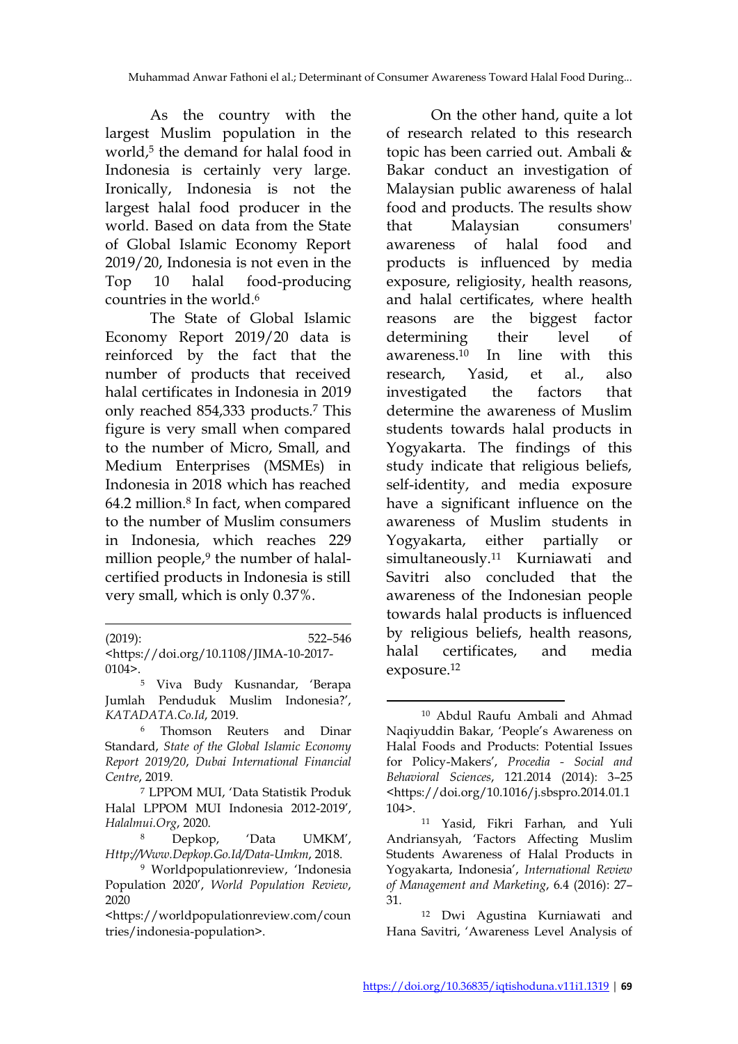As the country with the largest Muslim population in the world,[5] the demand for halal food in Indonesia is certainly very large. Ironically, Indonesia is not the largest halal food producer in the world. Based on data from the State of Global Islamic Economy Report 2019/20, Indonesia is not even in the Top 10 halal food-producing countries in the world.[6]

The State of Global Islamic Economy Report 2019/20 data is reinforced by the fact that the number of products that received halal certificates in Indonesia in 2019 only reached 854,333 products.[7] This figure is very small when compared to the number of Micro, Small, and Medium Enterprises (MSMEs) in Indonesia in 2018 which has reached 64.2 million.[8] In fact, when compared to the number of Muslim consumers in Indonesia, which reaches 229 million people,[9] the number of halal-certified products in Indonesia is still very small, which is only 0.37%.

On the other hand, quite a lot of research related to this research topic has been carried out. Ambali & Bakar conduct an investigation of Malaysian public awareness of halal food and products. The results show that Malaysian consumers' awareness of halal food and products is influenced by media exposure, religiosity, health reasons, and halal certificates, where health reasons are the biggest factor determining their level of awareness.[10] In line with this research, Yasid, et al., also investigated the factors that determine the awareness of Muslim students towards halal products in Yogyakarta. The findings of this study indicate that religious beliefs, self-identity, and media exposure have a significant influence on the awareness of Muslim students in Yogyakarta, either partially or simultaneously.[11] Kurniawati and Savitri also concluded that the awareness of the Indonesian people towards halal products is influenced by religious beliefs, health reasons, halal certificates, and media exposure.[12]

---

(2019): 522–546 <https://doi.org/10.1108/JIMA-10-2017-0104>.

[5] Viva Budy Kusnandar, 'Berapa Jumlah Penduduk Muslim Indonesia?', *KATADATA.Co.Id*, 2019.

[6] Thomson Reuters and Dinar Standard, *State of the Global Islamic Economy Report 2019/20*, *Dubai International Financial Centre*, 2019.

[7] LPPOM MUI, 'Data Statistik Produk Halal LPPOM MUI Indonesia 2012-2019', *Halalmui.Org*, 2020.

[8] Depkop, 'Data UMKM', *Http://Www.Depkop.Go.Id/Data-Umkm*, 2018.

[9] Worldpopulationreview, 'Indonesia Population 2020', *World Population Review*, 2020 <https://worldpopulationreview.com/countries/indonesia-population>.

[10] Abdul Raufu Ambali and Ahmad Naqiyuddin Bakar, 'People's Awareness on Halal Foods and Products: Potential Issues for Policy-Makers', *Procedia - Social and Behavioral Sciences*, 121.2014 (2014): 3–25 <https://doi.org/10.1016/j.sbspro.2014.01.1104>.

[11] Yasid, Fikri Farhan, and Yuli Andriansyah, 'Factors Affecting Muslim Students Awareness of Halal Products in Yogyakarta, Indonesia', *International Review of Management and Marketing*, 6.4 (2016): 27–31.

[12] Dwi Agustina Kurniawati and Hana Savitri, 'Awareness Level Analysis of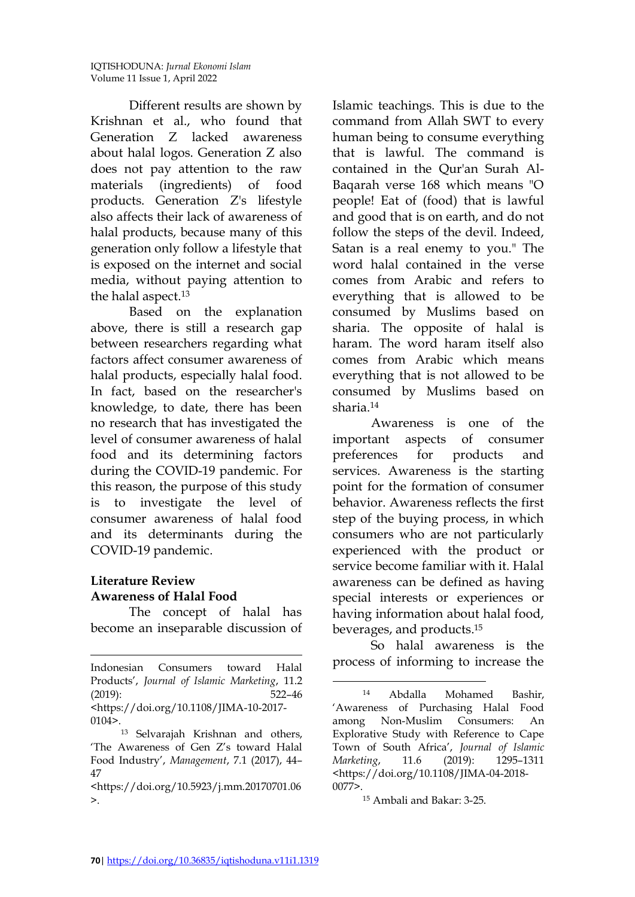Different results are shown by Krishnan et al., who found that Generation Z lacked awareness about halal logos. Generation Z also does not pay attention to the raw materials (ingredients) of food products. Generation Z's lifestyle also affects their lack of awareness of halal products, because many of this generation only follow a lifestyle that is exposed on the internet and social media, without paying attention to the halal aspect.[13]

Based on the explanation above, there is still a research gap between researchers regarding what factors affect consumer awareness of halal products, especially halal food. In fact, based on the researcher's knowledge, to date, there has been no research that has investigated the level of consumer awareness of halal food and its determining factors during the COVID-19 pandemic. For this reason, the purpose of this study is to investigate the level of consumer awareness of halal food and its determinants during the COVID-19 pandemic.

## Literature Review

### Awareness of Halal Food

The concept of halal has become an inseparable discussion of Islamic teachings. This is due to the command from Allah SWT to every human being to consume everything that is lawful. The command is contained in the Qur'an Surah Al-Baqarah verse 168 which means "O people! Eat of (food) that is lawful and good that is on earth, and do not follow the steps of the devil. Indeed, Satan is a real enemy to you." The word halal contained in the verse comes from Arabic and refers to everything that is allowed to be consumed by Muslims based on sharia. The opposite of halal is haram. The word haram itself also comes from Arabic which means everything that is not allowed to be consumed by Muslims based on sharia.[14]

Awareness is one of the important aspects of consumer preferences for products and services. Awareness is the starting point for the formation of consumer behavior. Awareness reflects the first step of the buying process, in which consumers who are not particularly experienced with the product or service become familiar with it. Halal awareness can be defined as having special interests or experiences or having information about halal food, beverages, and products.[15]

So halal awareness is the process of informing to increase the

---

Indonesian Consumers toward Halal Products', *Journal of Islamic Marketing*, 11.2 (2019): 522–46 <https://doi.org/10.1108/JIMA-10-2017-0104>.

[13] Selvarajah Krishnan and others, 'The Awareness of Gen Z's toward Halal Food Industry', *Management*, 7.1 (2017), 44–47 <https://doi.org/10.5923/j.mm.20170701.06>.

[14] Abdalla Mohamed Bashir, 'Awareness of Purchasing Halal Food among Non-Muslim Consumers: An Explorative Study with Reference to Cape Town of South Africa', *Journal of Islamic Marketing*, 11.6 (2019): 1295–1311 <https://doi.org/10.1108/JIMA-04-2018-0077>.

[15] Ambali and Bakar: 3-25.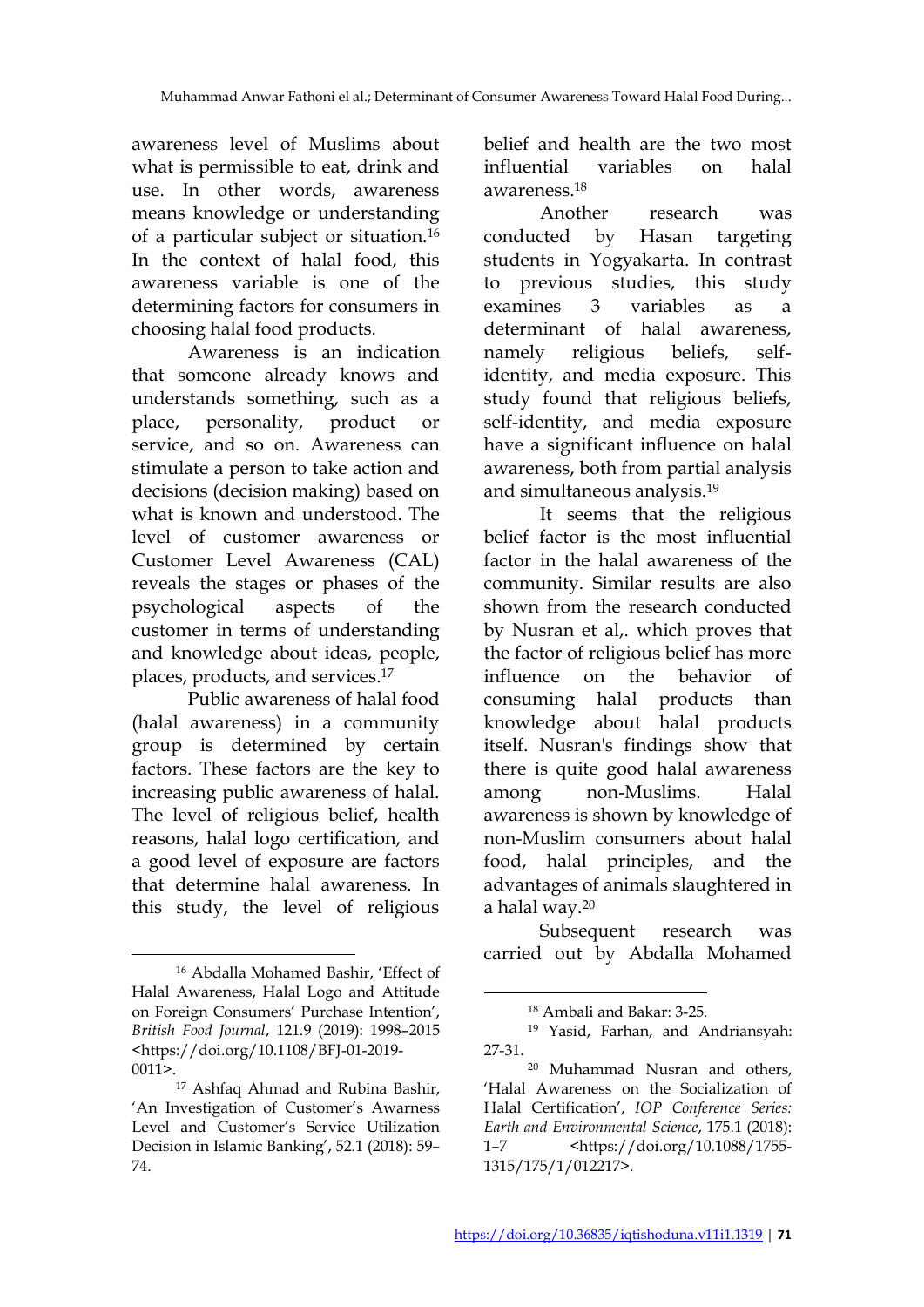awareness level of Muslims about what is permissible to eat, drink and use. In other words, awareness means knowledge or understanding of a particular subject or situation.[16] In the context of halal food, this awareness variable is one of the determining factors for consumers in choosing halal food products.

Awareness is an indication that someone already knows and understands something, such as a place, personality, product or service, and so on. Awareness can stimulate a person to take action and decisions (decision making) based on what is known and understood. The level of customer awareness or Customer Level Awareness (CAL) reveals the stages or phases of the psychological aspects of the customer in terms of understanding and knowledge about ideas, people, places, products, and services.[17]

Public awareness of halal food (halal awareness) in a community group is determined by certain factors. These factors are the key to increasing public awareness of halal. The level of religious belief, health reasons, halal logo certification, and a good level of exposure are factors that determine halal awareness. In this study, the level of religious belief and health are the two most influential variables on halal awareness.[18]

Another research was conducted by Hasan targeting students in Yogyakarta. In contrast to previous studies, this study examines 3 variables as a determinant of halal awareness, namely religious beliefs, self-identity, and media exposure. This study found that religious beliefs, self-identity, and media exposure have a significant influence on halal awareness, both from partial analysis and simultaneous analysis.[19]

It seems that the religious belief factor is the most influential factor in the halal awareness of the community. Similar results are also shown from the research conducted by Nusran et al,. which proves that the factor of religious belief has more influence on the behavior of consuming halal products than knowledge about halal products itself. Nusran's findings show that there is quite good halal awareness among non-Muslims. Halal awareness is shown by knowledge of non-Muslim consumers about halal food, halal principles, and the advantages of animals slaughtered in a halal way.[20]

Subsequent research was carried out by Abdalla Mohamed

---

[16] Abdalla Mohamed Bashir, 'Effect of Halal Awareness, Halal Logo and Attitude on Foreign Consumers' Purchase Intention', *British Food Journal*, 121.9 (2019): 1998–2015 <https://doi.org/10.1108/BFJ-01-2019-0011>.

[17] Ashfaq Ahmad and Rubina Bashir, 'An Investigation of Customer's Awarness Level and Customer's Service Utilization Decision in Islamic Banking', 52.1 (2018): 59–74.

[18] Ambali and Bakar: 3-25.

[19] Yasid, Farhan, and Andriansyah: 27-31.

[20] Muhammad Nusran and others, 'Halal Awareness on the Socialization of Halal Certification', *IOP Conference Series: Earth and Environmental Science*, 175.1 (2018): 1–7 <https://doi.org/10.1088/1755-1315/175/1/012217>.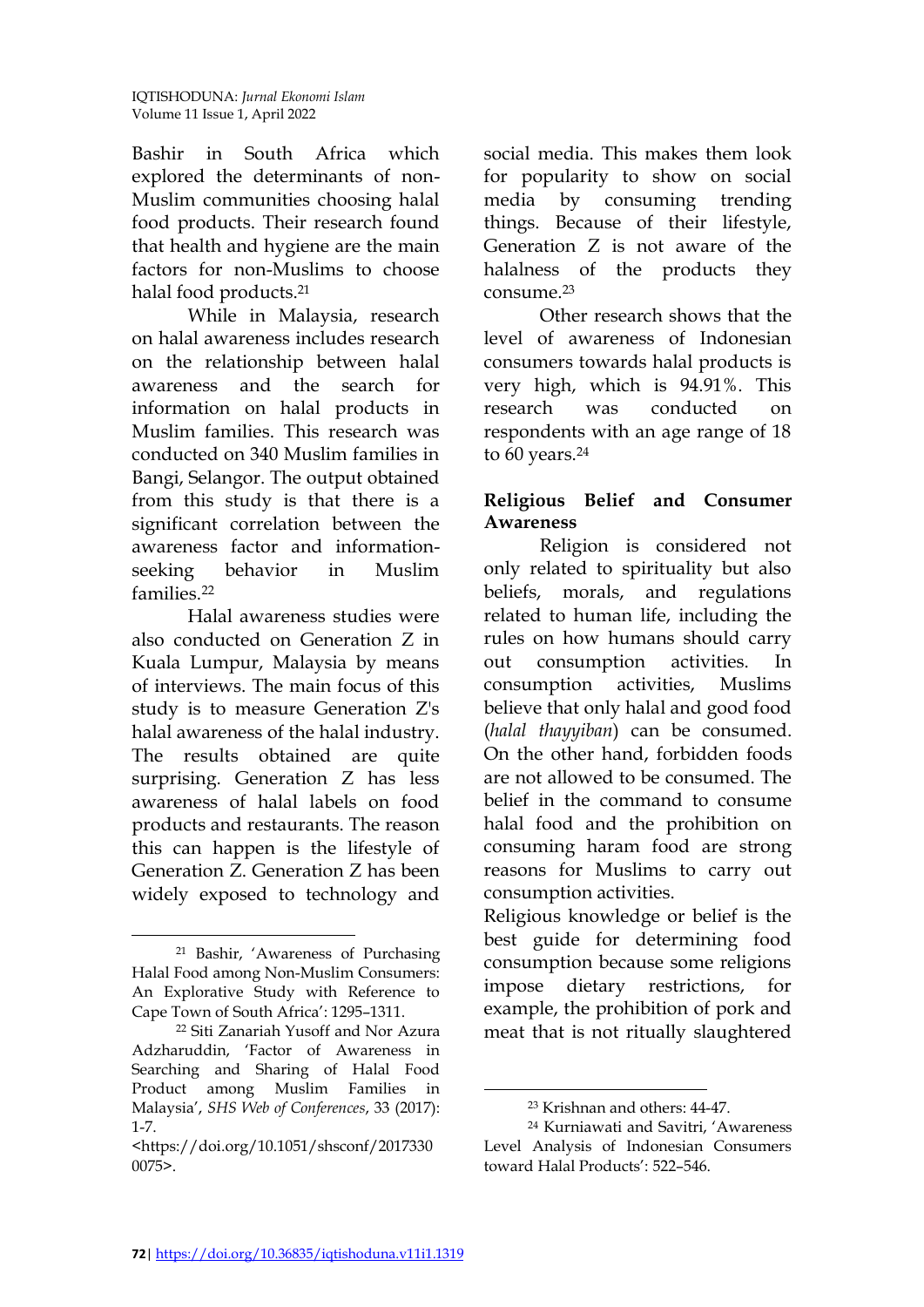Bashir in South Africa which explored the determinants of non-Muslim communities choosing halal food products. Their research found that health and hygiene are the main factors for non-Muslims to choose halal food products.[21]

While in Malaysia, research on halal awareness includes research on the relationship between halal awareness and the search for information on halal products in Muslim families. This research was conducted on 340 Muslim families in Bangi, Selangor. The output obtained from this study is that there is a significant correlation between the awareness factor and information-seeking behavior in Muslim families.[22]

Halal awareness studies were also conducted on Generation Z in Kuala Lumpur, Malaysia by means of interviews. The main focus of this study is to measure Generation Z's halal awareness of the halal industry. The results obtained are quite surprising. Generation Z has less awareness of halal labels on food products and restaurants. The reason this can happen is the lifestyle of Generation Z. Generation Z has been widely exposed to technology and social media. This makes them look for popularity to show on social media by consuming trending things. Because of their lifestyle, Generation Z is not aware of the halalness of the products they consume.[23]

Other research shows that the level of awareness of Indonesian consumers towards halal products is very high, which is 94.91%. This research was conducted on respondents with an age range of 18 to 60 years.[24]

## Religious Belief and Consumer Awareness

Religion is considered not only related to spirituality but also beliefs, morals, and regulations related to human life, including the rules on how humans should carry out consumption activities. In consumption activities, Muslims believe that only halal and good food (*halal thayyiban*) can be consumed. On the other hand, forbidden foods are not allowed to be consumed. The belief in the command to consume halal food and the prohibition on consuming haram food are strong reasons for Muslims to carry out consumption activities.

Religious knowledge or belief is the best guide for determining food consumption because some religions impose dietary restrictions, for example, the prohibition of pork and meat that is not ritually slaughtered

---

[21] Bashir, 'Awareness of Purchasing Halal Food among Non-Muslim Consumers: An Explorative Study with Reference to Cape Town of South Africa': 1295–1311.

[22] Siti Zanariah Yusoff and Nor Azura Adzharuddin, 'Factor of Awareness in Searching and Sharing of Halal Food Product among Muslim Families in Malaysia', *SHS Web of Conferences*, 33 (2017): 1-7. <https://doi.org/10.1051/shsconf/20173300075>.

[23] Krishnan and others: 44-47.

[24] Kurniawati and Savitri, 'Awareness Level Analysis of Indonesian Consumers toward Halal Products': 522–546.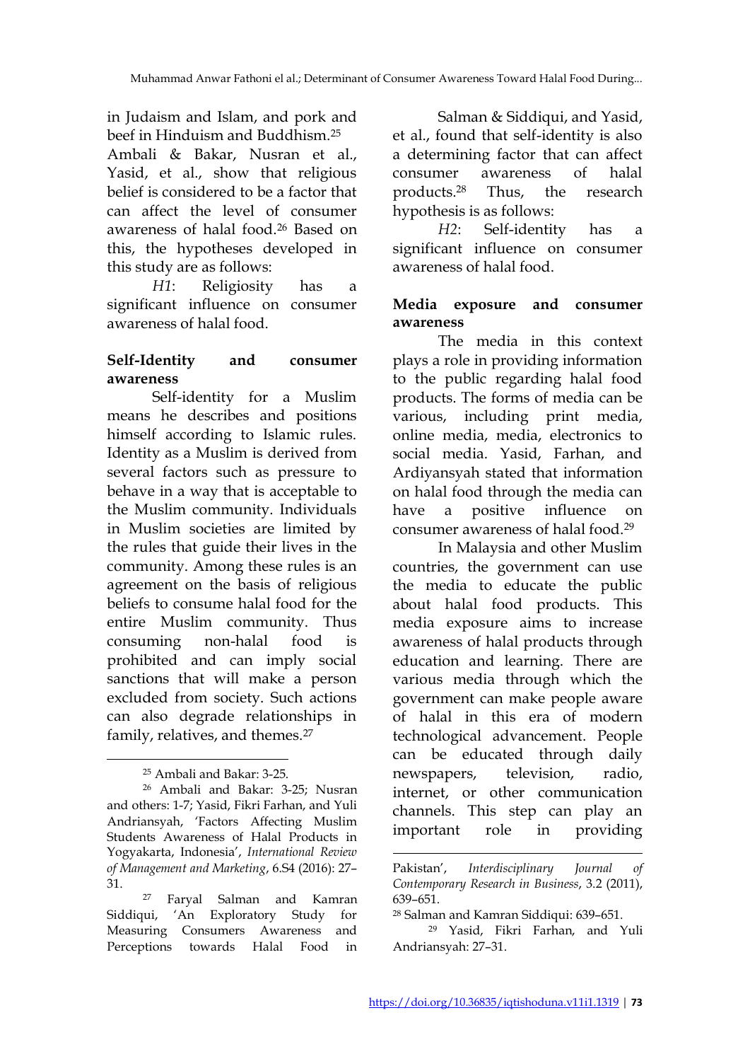in Judaism and Islam, and pork and beef in Hinduism and Buddhism.[25]

Ambali & Bakar, Nusran et al., Yasid, et al., show that religious belief is considered to be a factor that can affect the level of consumer awareness of halal food.[26] Based on this, the hypotheses developed in this study are as follows:

*H1*: Religiosity has a significant influence on consumer awareness of halal food.

**Self-Identity and consumer awareness**

Self-identity for a Muslim means he describes and positions himself according to Islamic rules. Identity as a Muslim is derived from several factors such as pressure to behave in a way that is acceptable to the Muslim community. Individuals in Muslim societies are limited by the rules that guide their lives in the community. Among these rules is an agreement on the basis of religious beliefs to consume halal food for the entire Muslim community. Thus consuming non-halal food is prohibited and can imply social sanctions that will make a person excluded from society. Such actions can also degrade relationships in family, relatives, and themes.[27]

Salman & Siddiqui, and Yasid, et al., found that self-identity is also a determining factor that can affect consumer awareness of halal products.[28] Thus, the research hypothesis is as follows:

*H2*: Self-identity has a significant influence on consumer awareness of halal food.

**Media exposure and consumer awareness**

The media in this context plays a role in providing information to the public regarding halal food products. The forms of media can be various, including print media, online media, media, electronics to social media. Yasid, Farhan, and Ardiyansyah stated that information on halal food through the media can have a positive influence on consumer awareness of halal food.[29]

In Malaysia and other Muslim countries, the government can use the media to educate the public about halal food products. This media exposure aims to increase awareness of halal products through education and learning. There are various media through which the government can make people aware of halal in this era of modern technological advancement. People can be educated through daily newspapers, television, radio, internet, or other communication channels. This step can play an important role in providing

---

[25] Ambali and Bakar: 3-25.

[26] Ambali and Bakar: 3-25; Nusran and others: 1-7; Yasid, Fikri Farhan, and Yuli Andriansyah, 'Factors Affecting Muslim Students Awareness of Halal Products in Yogyakarta, Indonesia', *International Review of Management and Marketing*, 6.S4 (2016): 27–31.

[27] Faryal Salman and Kamran Siddiqui, 'An Exploratory Study for Measuring Consumers Awareness and Perceptions towards Halal Food in Pakistan', *Interdisciplinary Journal of Contemporary Research in Business*, 3.2 (2011), 639–651.

[28] Salman and Kamran Siddiqui: 639–651.

[29] Yasid, Fikri Farhan, and Yuli Andriansyah: 27–31.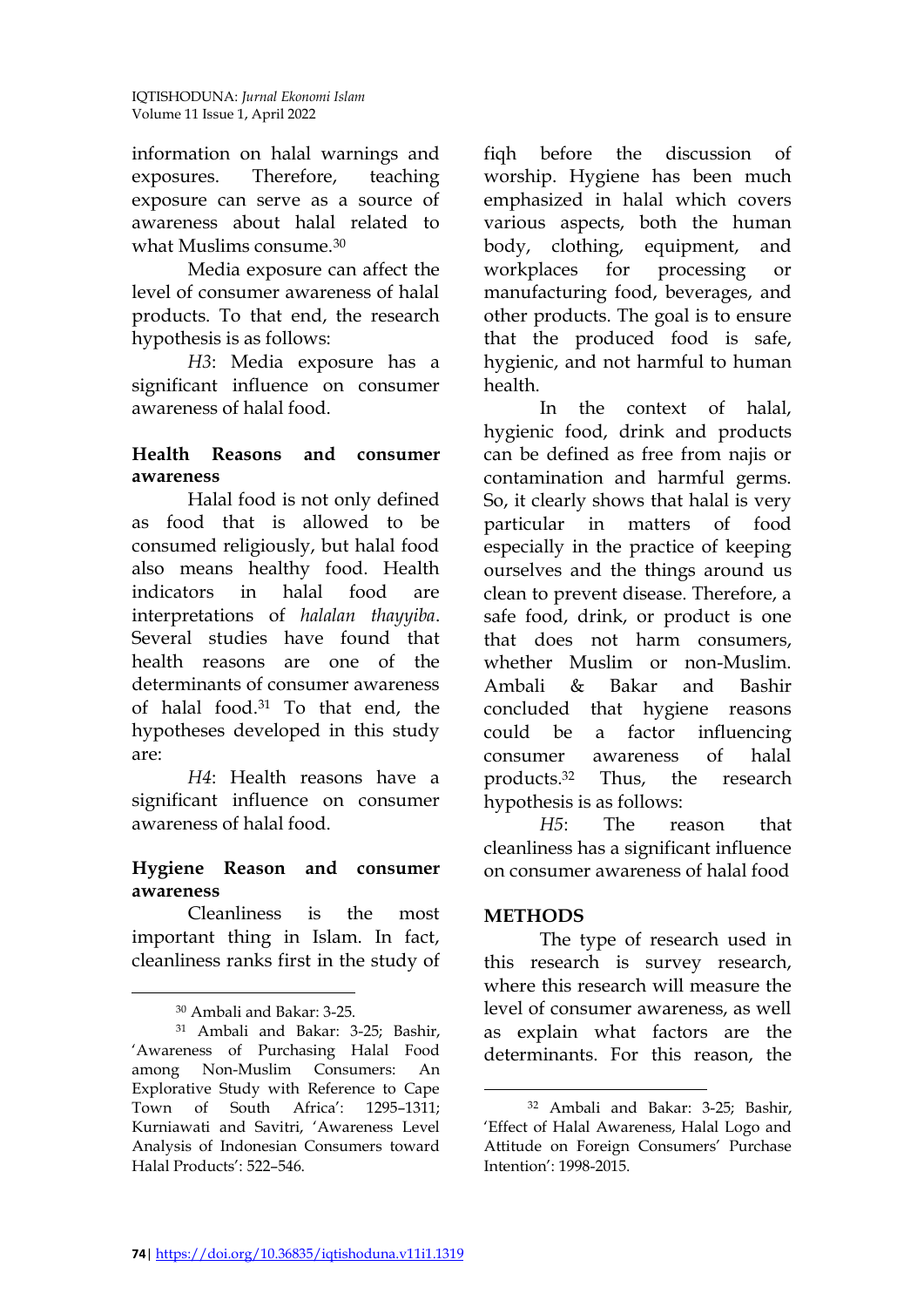information on halal warnings and exposures. Therefore, teaching exposure can serve as a source of awareness about halal related to what Muslims consume.[30]

Media exposure can affect the level of consumer awareness of halal products. To that end, the research hypothesis is as follows:

*H3*: Media exposure has a significant influence on consumer awareness of halal food.

**Health Reasons and consumer awareness**

Halal food is not only defined as food that is allowed to be consumed religiously, but halal food also means healthy food. Health indicators in halal food are interpretations of *halalan thayyiba*. Several studies have found that health reasons are one of the determinants of consumer awareness of halal food.[31] To that end, the hypotheses developed in this study are:

*H4*: Health reasons have a significant influence on consumer awareness of halal food.

**Hygiene Reason and consumer awareness**

Cleanliness is the most important thing in Islam. In fact, cleanliness ranks first in the study of fiqh before the discussion of worship. Hygiene has been much emphasized in halal which covers various aspects, both the human body, clothing, equipment, and workplaces for processing or manufacturing food, beverages, and other products. The goal is to ensure that the produced food is safe, hygienic, and not harmful to human health.

In the context of halal, hygienic food, drink and products can be defined as free from najis or contamination and harmful germs. So, it clearly shows that halal is very particular in matters of food especially in the practice of keeping ourselves and the things around us clean to prevent disease. Therefore, a safe food, drink, or product is one that does not harm consumers, whether Muslim or non-Muslim. Ambali & Bakar and Bashir concluded that hygiene reasons could be a factor influencing consumer awareness of halal products.[32] Thus, the research hypothesis is as follows:

*H5*: The reason that cleanliness has a significant influence on consumer awareness of halal food

## METHODS

The type of research used in this research is survey research, where this research will measure the level of consumer awareness, as well as explain what factors are the determinants. For this reason, the

---

[30] Ambali and Bakar: 3-25.

[31] Ambali and Bakar: 3-25; Bashir, 'Awareness of Purchasing Halal Food among Non-Muslim Consumers: An Explorative Study with Reference to Cape Town of South Africa': 1295–1311; Kurniawati and Savitri, 'Awareness Level Analysis of Indonesian Consumers toward Halal Products': 522–546.

[32] Ambali and Bakar: 3-25; Bashir, 'Effect of Halal Awareness, Halal Logo and Attitude on Foreign Consumers' Purchase Intention': 1998-2015.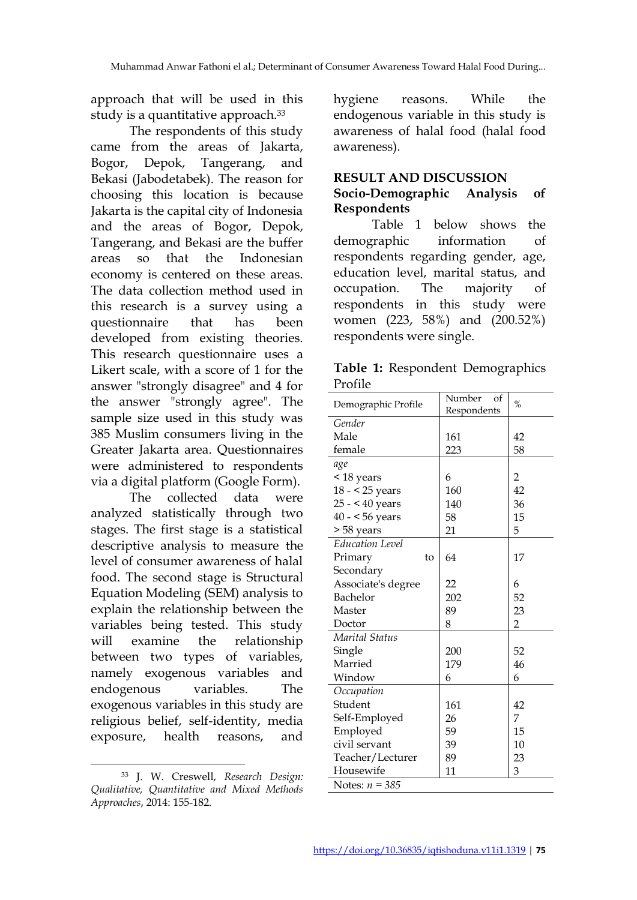approach that will be used in this study is a quantitative approach.[33]

The respondents of this study came from the areas of Jakarta, Bogor, Depok, Tangerang, and Bekasi (Jabodetabek). The reason for choosing this location is because Jakarta is the capital city of Indonesia and the areas of Bogor, Depok, Tangerang, and Bekasi are the buffer areas so that the Indonesian economy is centered on these areas. The data collection method used in this research is a survey using a questionnaire that has been developed from existing theories. This research questionnaire uses a Likert scale, with a score of 1 for the answer "strongly disagree" and 4 for the answer "strongly agree". The sample size used in this study was 385 Muslim consumers living in the Greater Jakarta area. Questionnaires were administered to respondents via a digital platform (Google Form).

The collected data were analyzed statistically through two stages. The first stage is a statistical descriptive analysis to measure the level of consumer awareness of halal food. The second stage is Structural Equation Modeling (SEM) analysis to explain the relationship between the variables being tested. This study will examine the relationship between two types of variables, namely exogenous variables and endogenous variables. The exogenous variables in this study are religious belief, self-identity, media exposure, health reasons, and hygiene reasons. While the endogenous variable in this study is awareness of halal food (halal food awareness).

## RESULT AND DISCUSSION

### Socio-Demographic Analysis of Respondents

Table 1 below shows the demographic information of respondents regarding gender, age, education level, marital status, and occupation. The majority of respondents in this study were women (223, 58%) and (200.52%) respondents were single.

**Table 1:** Respondent Demographics Profile

| Demographic Profile | Number of Respondents | % |
|---|---|---|
| *Gender* | | |
| Male | 161 | 42 |
| female | 223 | 58 |
| *age* | | |
| < 18 years | 6 | 2 |
| 18 - < 25 years | 160 | 42 |
| 25 - < 40 years | 140 | 36 |
| 40 - < 56 years | 58 | 15 |
| > 58 years | 21 | 5 |
| *Education Level* | | |
| Primary to Secondary | 64 | 17 |
| Associate's degree | 22 | 6 |
| Bachelor | 202 | 52 |
| Master | 89 | 23 |
| Doctor | 8 | 2 |
| *Marital Status* | | |
| Single | 200 | 52 |
| Married | 179 | 46 |
| Window | 6 | 6 |
| *Occupation* | | |
| Student | 161 | 42 |
| Self-Employed | 26 | 7 |
| Employed | 59 | 15 |
| civil servant | 39 | 10 |
| Teacher/Lecturer | 89 | 23 |
| Housewife | 11 | 3 |
| Notes: *n = 385* | | |

---

[33] J. W. Creswell, *Research Design: Qualitative, Quantitative and Mixed Methods Approaches*, 2014: 155-182.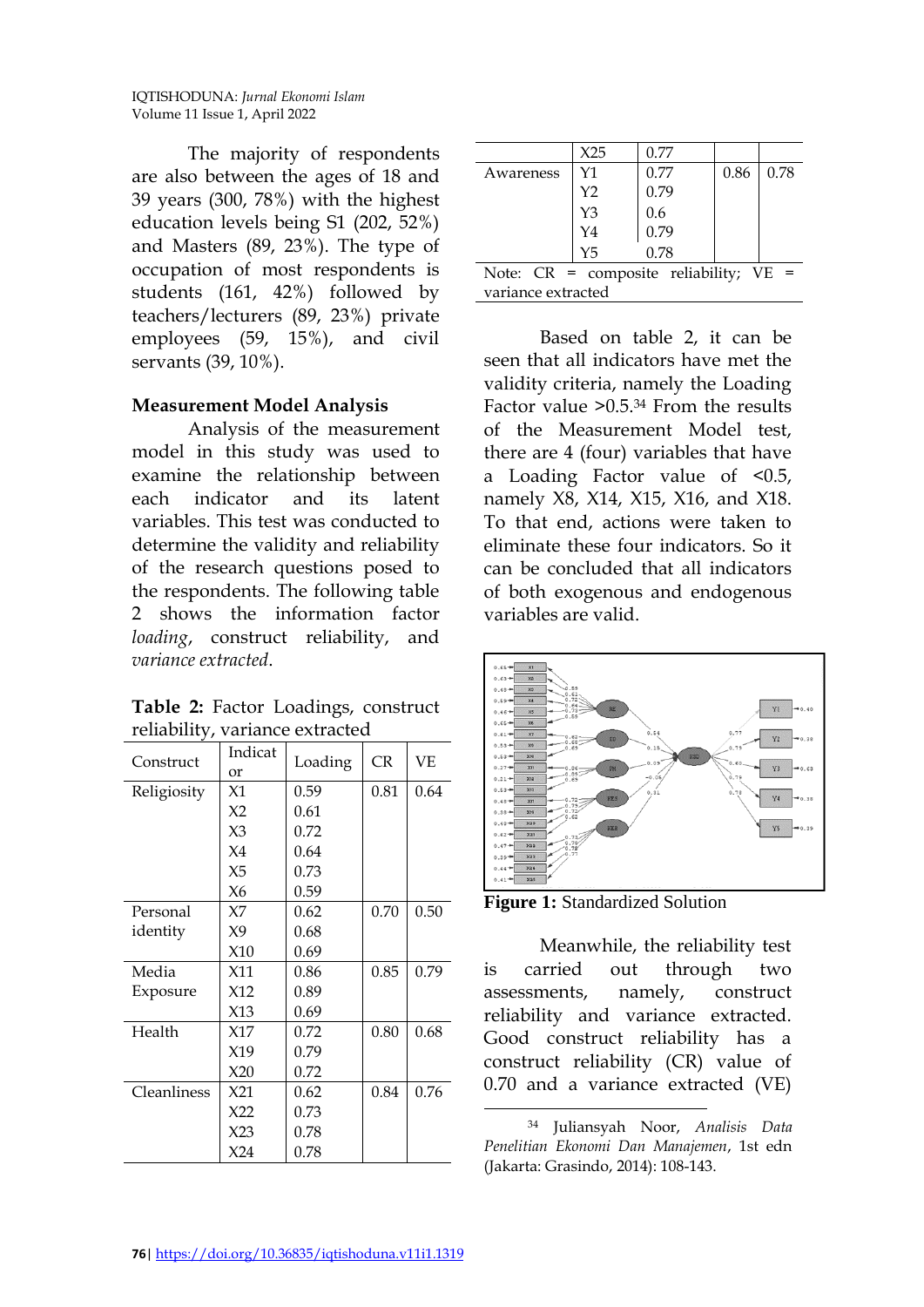The majority of respondents are also between the ages of 18 and 39 years (300, 78%) with the highest education levels being S1 (202, 52%) and Masters (89, 23%). The type of occupation of most respondents is students (161, 42%) followed by teachers/lecturers (89, 23%) private employees (59, 15%), and civil servants (39, 10%).

## Measurement Model Analysis

Analysis of the measurement model in this study was used to examine the relationship between each indicator and its latent variables. This test was conducted to determine the validity and reliability of the research questions posed to the respondents. The following table 2 shows the information factor *loading*, construct reliability, and *variance extracted*.

**Table 2:** Factor Loadings, construct reliability, variance extracted

| Construct | Indicator | Loading | CR | VE |
|---|---|---|---|---|
| Religiosity | X1 | 0.59 | 0.81 | 0.64 |
| | X2 | 0.61 | | |
| | X3 | 0.72 | | |
| | X4 | 0.64 | | |
| | X5 | 0.73 | | |
| | X6 | 0.59 | | |
| Personal identity | X7 | 0.62 | 0.70 | 0.50 |
| | X9 | 0.68 | | |
| | X10 | 0.69 | | |
| Media Exposure | X11 | 0.86 | 0.85 | 0.79 |
| | X12 | 0.89 | | |
| | X13 | 0.69 | | |
| Health | X17 | 0.72 | 0.80 | 0.68 |
| | X19 | 0.79 | | |
| | X20 | 0.72 | | |
| Cleanliness | X21 | 0.62 | 0.84 | 0.76 |
| | X22 | 0.73 | | |
| | X23 | 0.78 | | |
| | X24 | 0.78 | | |
| | X25 | 0.77 | | |
| Awareness | Y1 | 0.77 | 0.86 | 0.78 |
| | Y2 | 0.79 | | |
| | Y3 | 0.6 | | |
| | Y4 | 0.79 | | |
| | Y5 | 0.78 | | |

Note: CR = composite reliability; VE = variance extracted

Based on table 2, it can be seen that all indicators have met the validity criteria, namely the Loading Factor value >0.5.[34] From the results of the Measurement Model test, there are 4 (four) variables that have a Loading Factor value of <0.5, namely X8, X14, X15, X16, and X18. To that end, actions were taken to eliminate these four indicators. So it can be concluded that all indicators of both exogenous and endogenous variables are valid.

**Figure 1:** Standardized Solution

Meanwhile, the reliability test is carried out through two assessments, namely, construct reliability and variance extracted. Good construct reliability has a construct reliability (CR) value of 0.70 and a variance extracted (VE)

[34] Juliansyah Noor, *Analisis Data Penelitian Ekonomi Dan Manajemen*, 1st edn (Jakarta: Grasindo, 2014): 108-143.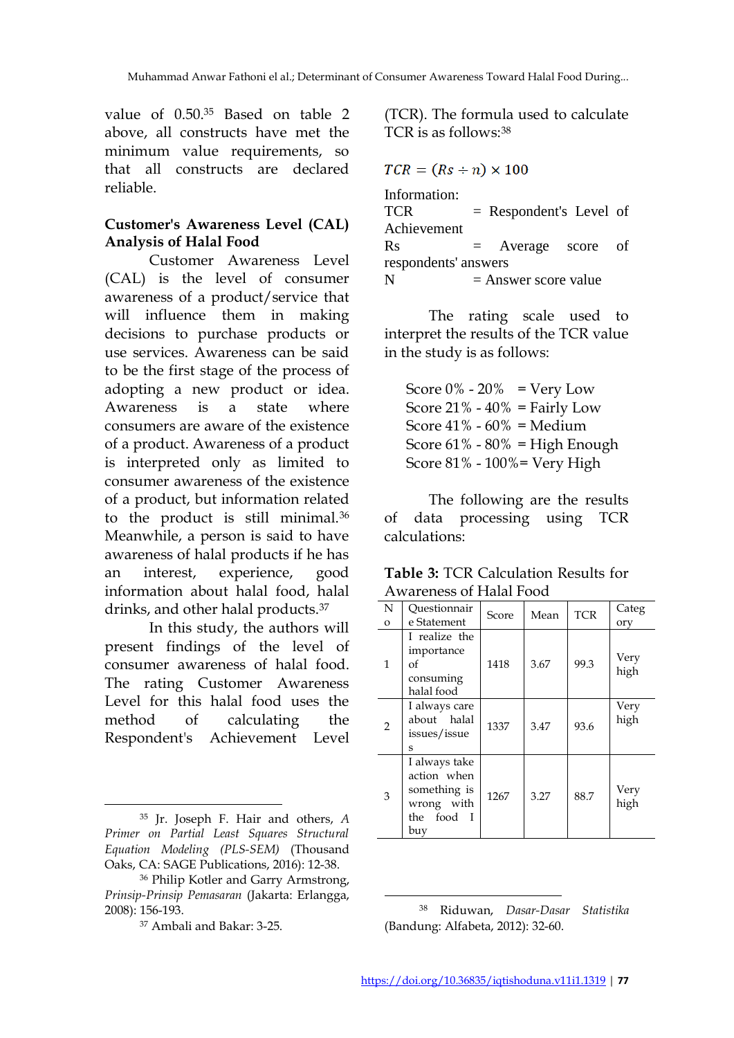value of 0.50.[35] Based on table 2 above, all constructs have met the minimum value requirements, so that all constructs are declared reliable.

**Customer's Awareness Level (CAL) Analysis of Halal Food**

Customer Awareness Level (CAL) is the level of consumer awareness of a product/service that will influence them in making decisions to purchase products or use services. Awareness can be said to be the first stage of the process of adopting a new product or idea. Awareness is a state where consumers are aware of the existence of a product. Awareness of a product is interpreted only as limited to consumer awareness of the existence of a product, but information related to the product is still minimal.[36] Meanwhile, a person is said to have awareness of halal products if he has an interest, experience, good information about halal food, halal drinks, and other halal products.[37]

In this study, the authors will present findings of the level of consumer awareness of halal food. The rating Customer Awareness Level for this halal food uses the method of calculating the Respondent's Achievement Level (TCR). The formula used to calculate TCR is as follows:[38]

$$TCR = (Rs \div n) \times 100$$

Information:
TCR = Respondent's Level of Achievement
Rs = Average score of respondents' answers
N = Answer score value

The rating scale used to interpret the results of the TCR value in the study is as follows:

Score 0% - 20% = Very Low
Score 21% - 40% = Fairly Low
Score 41% - 60% = Medium
Score 61% - 80% = High Enough
Score 81% - 100%= Very High

The following are the results of data processing using TCR calculations:

**Table 3:** TCR Calculation Results for Awareness of Halal Food

| No | Questionnaire Statement | Score | Mean | TCR | Category |
|---|---|---|---|---|---|
| 1 | I realize the importance of consuming halal food | 1418 | 3.67 | 99.3 | Very high |
| 2 | I always care about halal issues/issues | 1337 | 3.47 | 93.6 | Very high |
| 3 | I always take action when something is wrong with the food I buy | 1267 | 3.27 | 88.7 | Very high |

---

[35] Jr. Joseph F. Hair and others, *A Primer on Partial Least Squares Structural Equation Modeling (PLS-SEM)* (Thousand Oaks, CA: SAGE Publications, 2016): 12-38.

[36] Philip Kotler and Garry Armstrong, *Prinsip-Prinsip Pemasaran* (Jakarta: Erlangga, 2008): 156-193.

[37] Ambali and Bakar: 3-25.

[38] Riduwan, *Dasar-Dasar Statistika* (Bandung: Alfabeta, 2012): 32-60.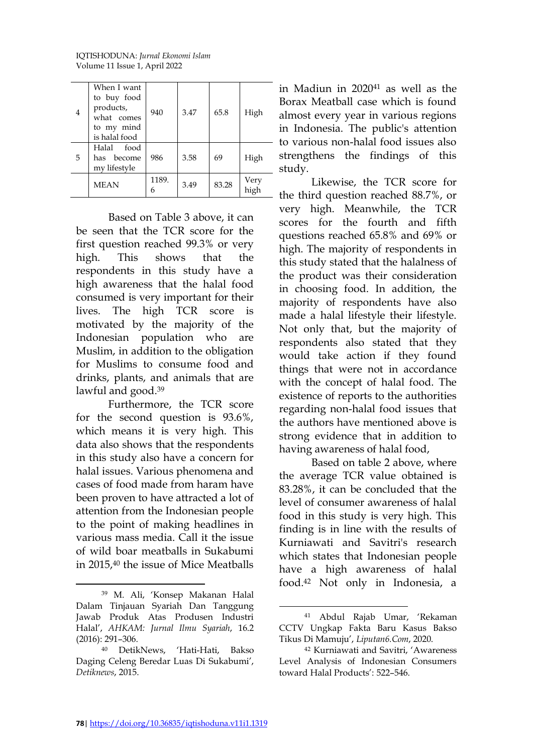| 4 | When I want to buy food products, what comes to my mind is halal food | 940 | 3.47 | 65.8 | High |
|---|---|---|---|---|---|
| 5 | Halal food has become my lifestyle | 986 | 3.58 | 69 | High |
| | MEAN | 1189.6 | 3.49 | 83.28 | Very high |

Based on Table 3 above, it can be seen that the TCR score for the first question reached 99.3% or very high. This shows that the respondents in this study have a high awareness that the halal food consumed is very important for their lives. The high TCR score is motivated by the majority of the Indonesian population who are Muslim, in addition to the obligation for Muslims to consume food and drinks, plants, and animals that are lawful and good.[39]

Furthermore, the TCR score for the second question is 93.6%, which means it is very high. This data also shows that the respondents in this study also have a concern for halal issues. Various phenomena and cases of food made from haram have been proven to have attracted a lot of attention from the Indonesian people to the point of making headlines in various mass media. Call it the issue of wild boar meatballs in Sukabumi in 2015,[40] the issue of Mice Meatballs in Madiun in 2020[41] as well as the Borax Meatball case which is found almost every year in various regions in Indonesia. The public's attention to various non-halal food issues also strengthens the findings of this study.

Likewise, the TCR score for the third question reached 88.7%, or very high. Meanwhile, the TCR scores for the fourth and fifth questions reached 65.8% and 69% or high. The majority of respondents in this study stated that the halalness of the product was their consideration in choosing food. In addition, the majority of respondents have also made a halal lifestyle their lifestyle. Not only that, but the majority of respondents also stated that they would take action if they found things that were not in accordance with the concept of halal food. The existence of reports to the authorities regarding non-halal food issues that the authors have mentioned above is strong evidence that in addition to having awareness of halal food,

Based on table 2 above, where the average TCR value obtained is 83.28%, it can be concluded that the level of consumer awareness of halal food in this study is very high. This finding is in line with the results of Kurniawati and Savitri's research which states that Indonesian people have a high awareness of halal food.[42] Not only in Indonesia, a

---

[39] M. Ali, 'Konsep Makanan Halal Dalam Tinjauan Syariah Dan Tanggung Jawab Produk Atas Produsen Industri Halal', *AHKAM: Jurnal Ilmu Syariah*, 16.2 (2016): 291–306.

[40] DetikNews, 'Hati-Hati, Bakso Daging Celeng Beredar Luas Di Sukabumi', *Detiknews*, 2015.

[41] Abdul Rajab Umar, 'Rekaman CCTV Ungkap Fakta Baru Kasus Bakso Tikus Di Mamuju', *Liputan6.Com*, 2020.

[42] Kurniawati and Savitri, 'Awareness Level Analysis of Indonesian Consumers toward Halal Products': 522–546.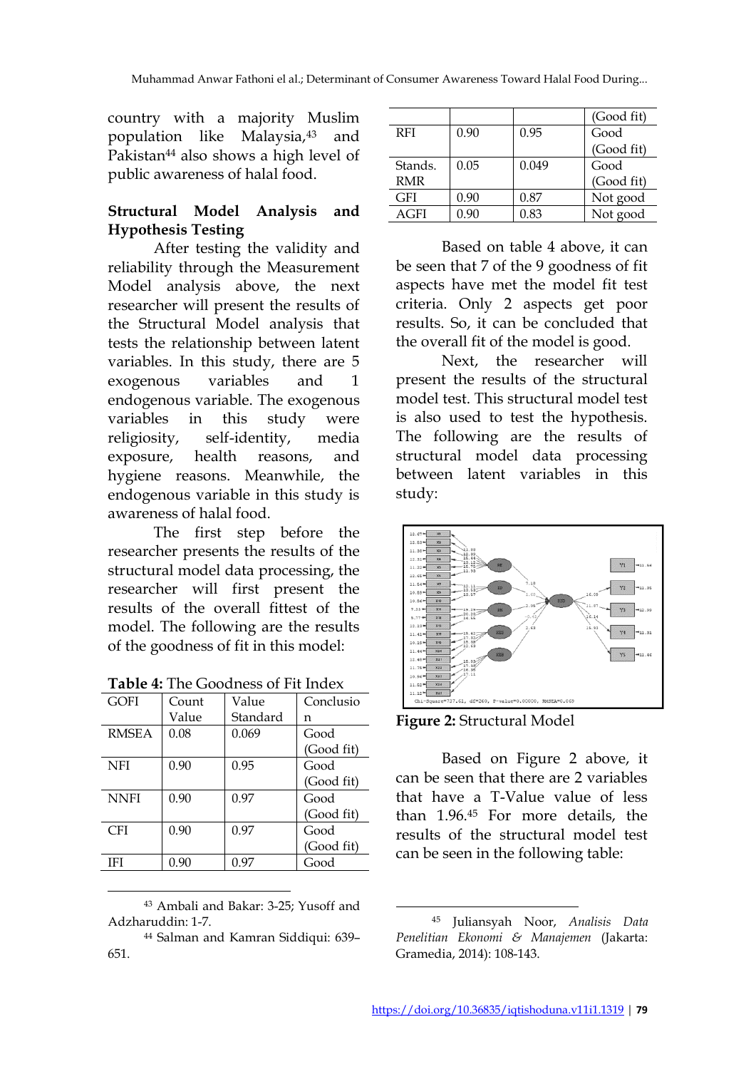country with a majority Muslim population like Malaysia,[43] and Pakistan[44] also shows a high level of public awareness of halal food.

## Structural Model Analysis and Hypothesis Testing

After testing the validity and reliability through the Measurement Model analysis above, the next researcher will present the results of the Structural Model analysis that tests the relationship between latent variables. In this study, there are 5 exogenous variables and 1 endogenous variable. The exogenous variables in this study were religiosity, self-identity, media exposure, health reasons, and hygiene reasons. Meanwhile, the endogenous variable in this study is awareness of halal food.

The first step before the researcher presents the results of the structural model data processing, the researcher will first present the results of the overall fittest of the model. The following are the results of the goodness of fit in this model:

**Table 4:** The Goodness of Fit Index

| GOFI | Count Value | Value Standard | Conclusion |
|---|---|---|---|
| RMSEA | 0.08 | 0.069 | Good (Good fit) |
| NFI | 0.90 | 0.95 | Good (Good fit) |
| NNFI | 0.90 | 0.97 | Good (Good fit) |
| CFI | 0.90 | 0.97 | Good (Good fit) |
| IFI | 0.90 | 0.97 | Good (Good fit) |
| RFI | 0.90 | 0.95 | Good (Good fit) |
| Stands. RMR | 0.05 | 0.049 | Good (Good fit) |
| GFI | 0.90 | 0.87 | Not good |
| AGFI | 0.90 | 0.83 | Not good |

Based on table 4 above, it can be seen that 7 of the 9 goodness of fit aspects have met the model fit test criteria. Only 2 aspects get poor results. So, it can be concluded that the overall fit of the model is good.

Next, the researcher will present the results of the structural model test. This structural model test is also used to test the hypothesis. The following are the results of structural model data processing between latent variables in this study:

**Figure 2:** Structural Model

Based on Figure 2 above, it can be seen that there are 2 variables that have a T-Value value of less than 1.96.[45] For more details, the results of the structural model test can be seen in the following table:

---

[43] Ambali and Bakar: 3-25; Yusoff and Adzharuddin: 1-7.

[44] Salman and Kamran Siddiqui: 639–651.

[45] Juliansyah Noor, *Analisis Data Penelitian Ekonomi & Manajemen* (Jakarta: Gramedia, 2014): 108-143.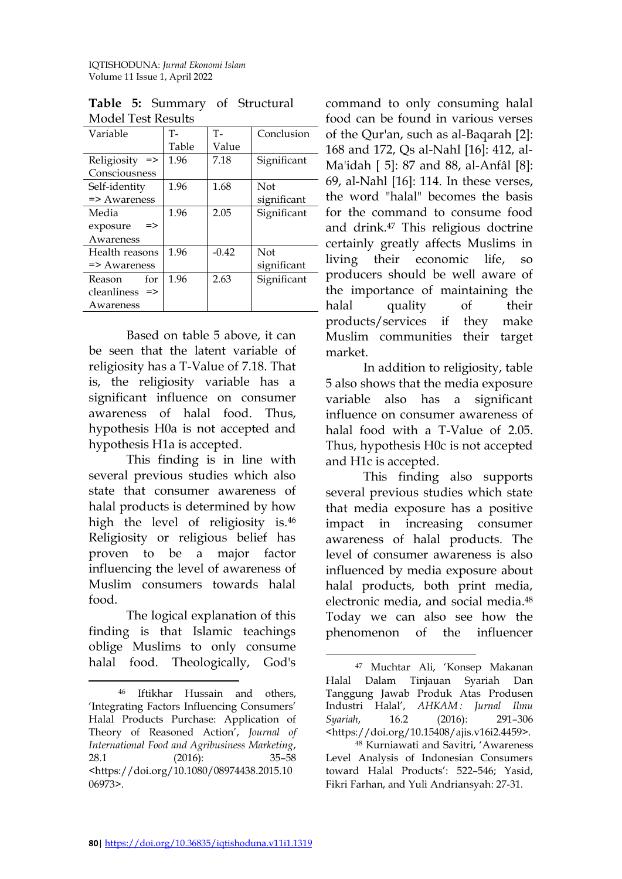**Table 5:** Summary of Structural Model Test Results

| Variable | T-Table | T-Value | Conclusion |
|---|---|---|---|
| Religiosity => Consciousness | 1.96 | 7.18 | Significant |
| Self-identity => Awareness | 1.96 | 1.68 | Not significant |
| Media exposure => Awareness | 1.96 | 2.05 | Significant |
| Health reasons => Awareness | 1.96 | -0.42 | Not significant |
| Reason for cleanliness => Awareness | 1.96 | 2.63 | Significant |

Based on table 5 above, it can be seen that the latent variable of religiosity has a T-Value of 7.18. That is, the religiosity variable has a significant influence on consumer awareness of halal food. Thus, hypothesis H0a is not accepted and hypothesis H1a is accepted.

This finding is in line with several previous studies which also state that consumer awareness of halal products is determined by how high the level of religiosity is.[46] Religiosity or religious belief has proven to be a major factor influencing the level of awareness of Muslim consumers towards halal food.

The logical explanation of this finding is that Islamic teachings oblige Muslims to only consume halal food. Theologically, God's command to only consuming halal food can be found in various verses of the Qur'an, such as al-Baqarah [2]: 168 and 172, Qs al-Nahl [16]: 412, al-Ma'idah [ 5]: 87 and 88, al-Anfâl [8]: 69, al-Nahl [16]: 114. In these verses, the word "halal" becomes the basis for the command to consume food and drink.[47] This religious doctrine certainly greatly affects Muslims in living their economic life, so producers should be well aware of the importance of maintaining the halal quality of their products/services if they make Muslim communities their target market.

In addition to religiosity, table 5 also shows that the media exposure variable also has a significant influence on consumer awareness of halal food with a T-Value of 2.05. Thus, hypothesis H0c is not accepted and H1c is accepted.

This finding also supports several previous studies which state that media exposure has a positive impact in increasing consumer awareness of halal products. The level of consumer awareness is also influenced by media exposure about halal products, both print media, electronic media, and social media.[48] Today we can also see how the phenomenon of the influencer

---

[46] Iftikhar Hussain and others, 'Integrating Factors Influencing Consumers' Halal Products Purchase: Application of Theory of Reasoned Action', *Journal of International Food and Agribusiness Marketing*, 28.1 (2016): 35–58 <https://doi.org/10.1080/08974438.2015.1006973>.

[47] Muchtar Ali, 'Konsep Makanan Halal Dalam Tinjauan Syariah Dan Tanggung Jawab Produk Atas Produsen Industri Halal', *AHKAM : Jurnal Ilmu Syariah*, 16.2 (2016): 291–306 <https://doi.org/10.15408/ajis.v16i2.4459>.

[48] Kurniawati and Savitri, 'Awareness Level Analysis of Indonesian Consumers toward Halal Products': 522–546; Yasid, Fikri Farhan, and Yuli Andriansyah: 27-31.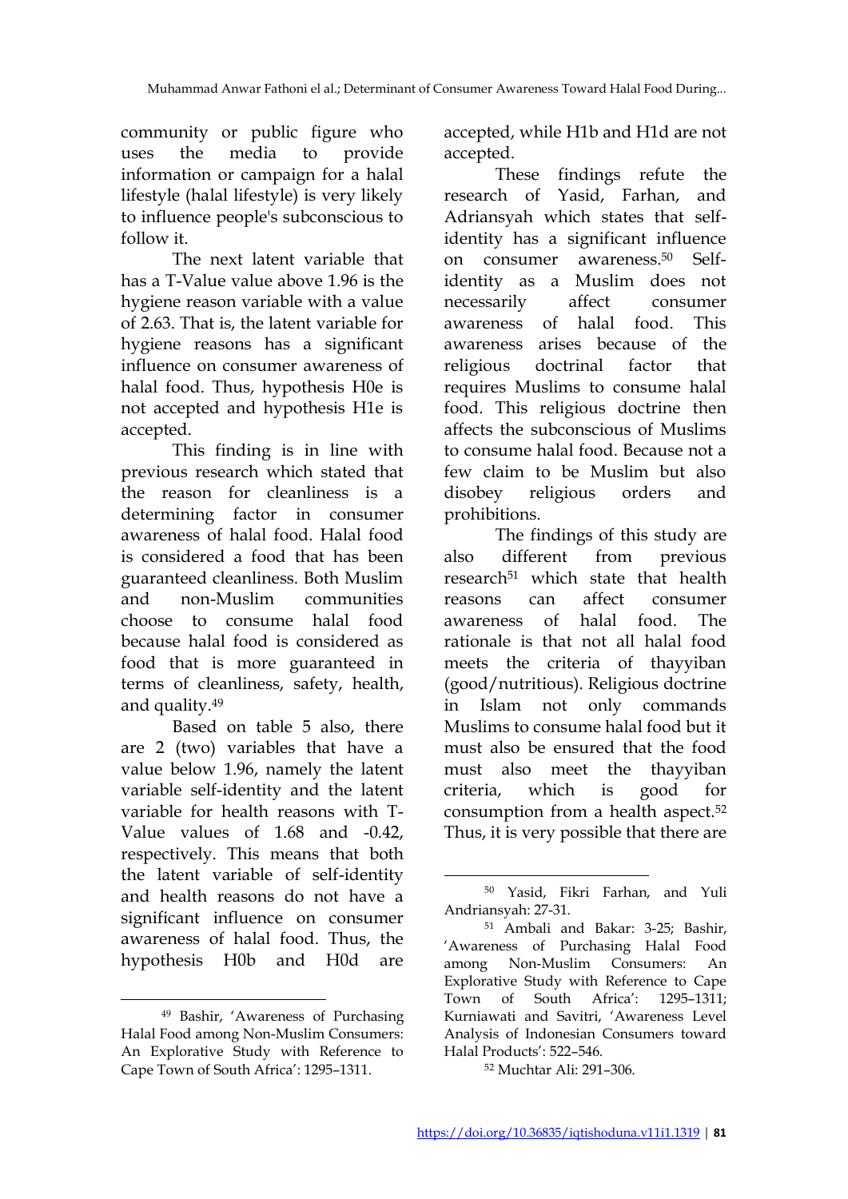community or public figure who uses the media to provide information or campaign for a halal lifestyle (halal lifestyle) is very likely to influence people's subconscious to follow it.

The next latent variable that has a T-Value value above 1.96 is the hygiene reason variable with a value of 2.63. That is, the latent variable for hygiene reasons has a significant influence on consumer awareness of halal food. Thus, hypothesis H0e is not accepted and hypothesis H1e is accepted.

This finding is in line with previous research which stated that the reason for cleanliness is a determining factor in consumer awareness of halal food. Halal food is considered a food that has been guaranteed cleanliness. Both Muslim and non-Muslim communities choose to consume halal food because halal food is considered as food that is more guaranteed in terms of cleanliness, safety, health, and quality.[49]

Based on table 5 also, there are 2 (two) variables that have a value below 1.96, namely the latent variable self-identity and the latent variable for health reasons with T-Value values of 1.68 and -0.42, respectively. This means that both the latent variable of self-identity and health reasons do not have a significant influence on consumer awareness of halal food. Thus, the hypothesis H0b and H0d are accepted, while H1b and H1d are not accepted.

These findings refute the research of Yasid, Farhan, and Adriansyah which states that self-identity has a significant influence on consumer awareness.[50] Self-identity as a Muslim does not necessarily affect consumer awareness of halal food. This awareness arises because of the religious doctrinal factor that requires Muslims to consume halal food. This religious doctrine then affects the subconscious of Muslims to consume halal food. Because not a few claim to be Muslim but also disobey religious orders and prohibitions.

The findings of this study are also different from previous research[51] which state that health reasons can affect consumer awareness of halal food. The rationale is that not all halal food meets the criteria of thayyiban (good/nutritious). Religious doctrine in Islam not only commands Muslims to consume halal food but it must also be ensured that the food must also meet the thayyiban criteria, which is good for consumption from a health aspect.[52] Thus, it is very possible that there are

---

[49] Bashir, 'Awareness of Purchasing Halal Food among Non-Muslim Consumers: An Explorative Study with Reference to Cape Town of South Africa': 1295–1311.

[50] Yasid, Fikri Farhan, and Yuli Andriansyah: 27-31.

[51] Ambali and Bakar: 3-25; Bashir, 'Awareness of Purchasing Halal Food among Non-Muslim Consumers: An Explorative Study with Reference to Cape Town of South Africa': 1295–1311; Kurniawati and Savitri, 'Awareness Level Analysis of Indonesian Consumers toward Halal Products': 522–546.

[52] Muchtar Ali: 291–306.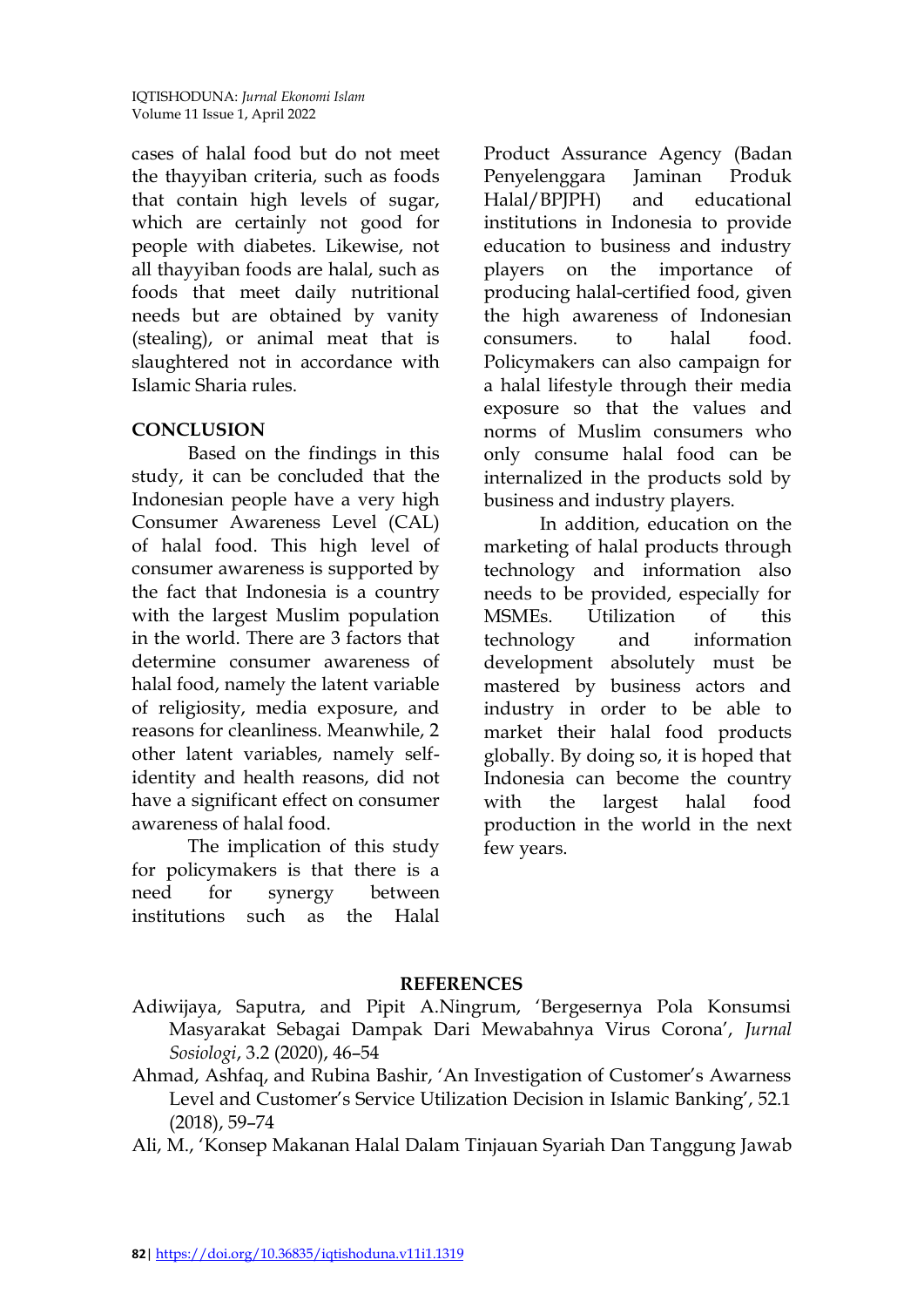cases of halal food but do not meet the thayyiban criteria, such as foods that contain high levels of sugar, which are certainly not good for people with diabetes. Likewise, not all thayyiban foods are halal, such as foods that meet daily nutritional needs but are obtained by vanity (stealing), or animal meat that is slaughtered not in accordance with Islamic Sharia rules.

## CONCLUSION

Based on the findings in this study, it can be concluded that the Indonesian people have a very high Consumer Awareness Level (CAL) of halal food. This high level of consumer awareness is supported by the fact that Indonesia is a country with the largest Muslim population in the world. There are 3 factors that determine consumer awareness of halal food, namely the latent variable of religiosity, media exposure, and reasons for cleanliness. Meanwhile, 2 other latent variables, namely self-identity and health reasons, did not have a significant effect on consumer awareness of halal food.

The implication of this study for policymakers is that there is a need for synergy between institutions such as the Halal Product Assurance Agency (Badan Penyelenggara Jaminan Produk Halal/BPJPH) and educational institutions in Indonesia to provide education to business and industry players on the importance of producing halal-certified food, given the high awareness of Indonesian consumers. to halal food. Policymakers can also campaign for a halal lifestyle through their media exposure so that the values and norms of Muslim consumers who only consume halal food can be internalized in the products sold by business and industry players.

In addition, education on the marketing of halal products through technology and information also needs to be provided, especially for MSMEs. Utilization of this technology and information development absolutely must be mastered by business actors and industry in order to be able to market their halal food products globally. By doing so, it is hoped that Indonesia can become the country with the largest halal food production in the world in the next few years.

## REFERENCES

Adiwijaya, Saputra, and Pipit A.Ningrum, 'Bergesernya Pola Konsumsi Masyarakat Sebagai Dampak Dari Mewabahnya Virus Corona', *Jurnal Sosiologi*, 3.2 (2020), 46–54

Ahmad, Ashfaq, and Rubina Bashir, 'An Investigation of Customer's Awarness Level and Customer's Service Utilization Decision in Islamic Banking', 52.1 (2018), 59–74

Ali, M., 'Konsep Makanan Halal Dalam Tinjauan Syariah Dan Tanggung Jawab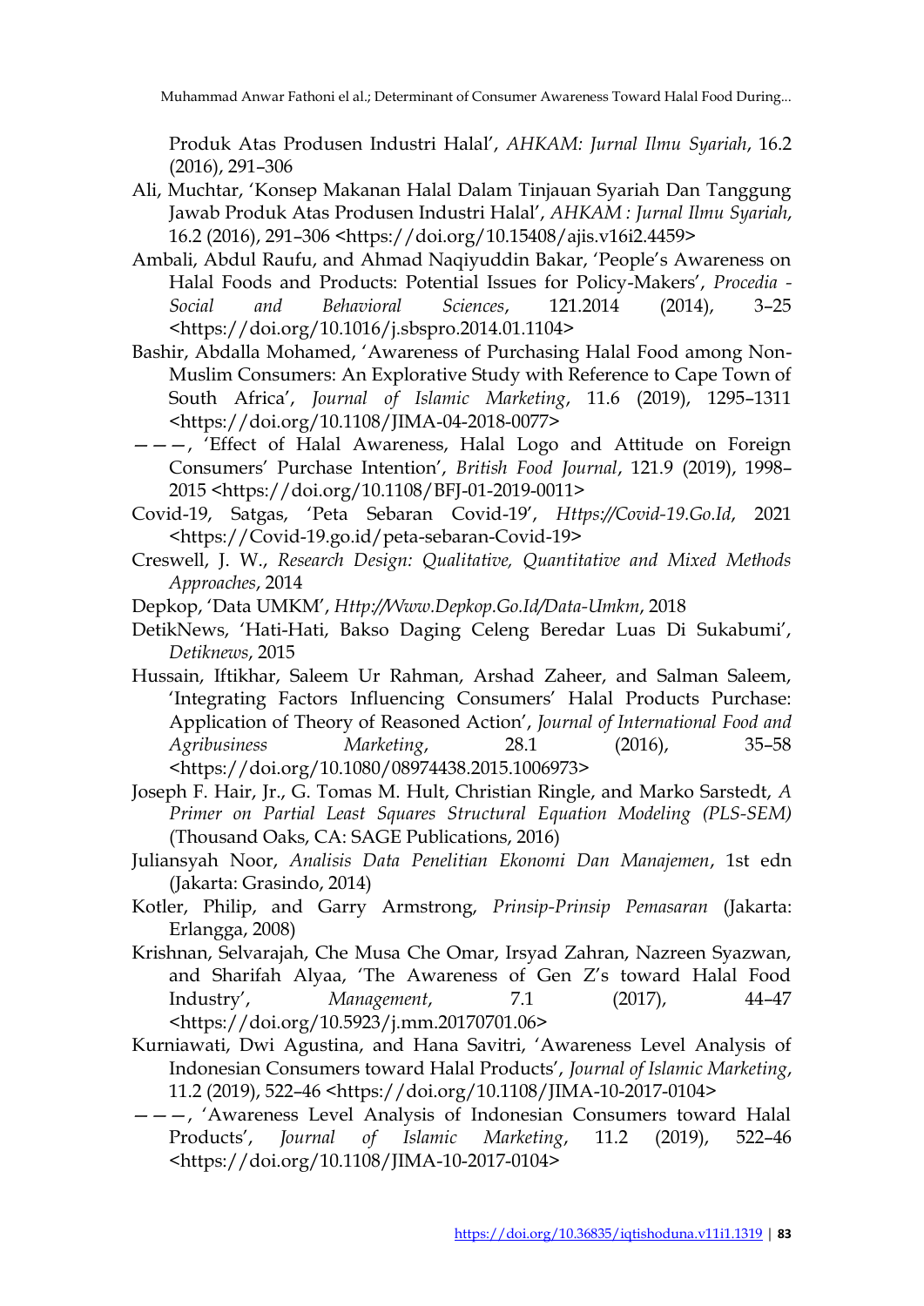Produk Atas Produsen Industri Halal', *AHKAM: Jurnal Ilmu Syariah*, 16.2 (2016), 291–306

Ali, Muchtar, 'Konsep Makanan Halal Dalam Tinjauan Syariah Dan Tanggung Jawab Produk Atas Produsen Industri Halal', *AHKAM : Jurnal Ilmu Syariah*, 16.2 (2016), 291–306 <https://doi.org/10.15408/ajis.v16i2.4459>

Ambali, Abdul Raufu, and Ahmad Naqiyuddin Bakar, 'People's Awareness on Halal Foods and Products: Potential Issues for Policy-Makers', *Procedia - Social and Behavioral Sciences*, 121.2014 (2014), 3–25 <https://doi.org/10.1016/j.sbspro.2014.01.1104>

Bashir, Abdalla Mohamed, 'Awareness of Purchasing Halal Food among Non-Muslim Consumers: An Explorative Study with Reference to Cape Town of South Africa', *Journal of Islamic Marketing*, 11.6 (2019), 1295–1311 <https://doi.org/10.1108/JIMA-04-2018-0077>

———, 'Effect of Halal Awareness, Halal Logo and Attitude on Foreign Consumers' Purchase Intention', *British Food Journal*, 121.9 (2019), 1998–2015 <https://doi.org/10.1108/BFJ-01-2019-0011>

Covid-19, Satgas, 'Peta Sebaran Covid-19', *Https://Covid-19.Go.Id*, 2021 <https://Covid-19.go.id/peta-sebaran-Covid-19>

Creswell, J. W., *Research Design: Qualitative, Quantitative and Mixed Methods Approaches*, 2014

Depkop, 'Data UMKM', *Http://Www.Depkop.Go.Id/Data-Umkm*, 2018

DetikNews, 'Hati-Hati, Bakso Daging Celeng Beredar Luas Di Sukabumi', *Detiknews*, 2015

Hussain, Iftikhar, Saleem Ur Rahman, Arshad Zaheer, and Salman Saleem, 'Integrating Factors Influencing Consumers' Halal Products Purchase: Application of Theory of Reasoned Action', *Journal of International Food and Agribusiness Marketing*, 28.1 (2016), 35–58 <https://doi.org/10.1080/08974438.2015.1006973>

Joseph F. Hair, Jr., G. Tomas M. Hult, Christian Ringle, and Marko Sarstedt, *A Primer on Partial Least Squares Structural Equation Modeling (PLS-SEM)* (Thousand Oaks, CA: SAGE Publications, 2016)

Juliansyah Noor, *Analisis Data Penelitian Ekonomi Dan Manajemen*, 1st edn (Jakarta: Grasindo, 2014)

Kotler, Philip, and Garry Armstrong, *Prinsip-Prinsip Pemasaran* (Jakarta: Erlangga, 2008)

Krishnan, Selvarajah, Che Musa Che Omar, Irsyad Zahran, Nazreen Syazwan, and Sharifah Alyaa, 'The Awareness of Gen Z's toward Halal Food Industry', *Management*, 7.1 (2017), 44–47 <https://doi.org/10.5923/j.mm.20170701.06>

Kurniawati, Dwi Agustina, and Hana Savitri, 'Awareness Level Analysis of Indonesian Consumers toward Halal Products', *Journal of Islamic Marketing*, 11.2 (2019), 522–46 <https://doi.org/10.1108/JIMA-10-2017-0104>

———, 'Awareness Level Analysis of Indonesian Consumers toward Halal Products', *Journal of Islamic Marketing*, 11.2 (2019), 522–46 <https://doi.org/10.1108/JIMA-10-2017-0104>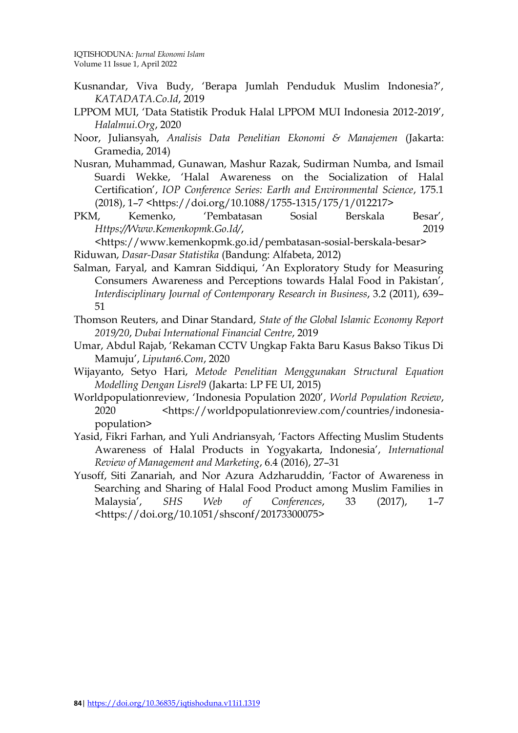Kusnandar, Viva Budy, 'Berapa Jumlah Penduduk Muslim Indonesia?', *KATADATA.Co.Id*, 2019

LPPOM MUI, 'Data Statistik Produk Halal LPPOM MUI Indonesia 2012-2019', *Halalmui.Org*, 2020

Noor, Juliansyah, *Analisis Data Penelitian Ekonomi & Manajemen* (Jakarta: Gramedia, 2014)

Nusran, Muhammad, Gunawan, Mashur Razak, Sudirman Numba, and Ismail Suardi Wekke, 'Halal Awareness on the Socialization of Halal Certification', *IOP Conference Series: Earth and Environmental Science*, 175.1 (2018), 1–7 <https://doi.org/10.1088/1755-1315/175/1/012217>

PKM, Kemenko, 'Pembatasan Sosial Berskala Besar', *Https://Www.Kemenkopmk.Go.Id/*, 2019 <https://www.kemenkopmk.go.id/pembatasan-sosial-berskala-besar>

Riduwan, *Dasar-Dasar Statistika* (Bandung: Alfabeta, 2012)

Salman, Faryal, and Kamran Siddiqui, 'An Exploratory Study for Measuring Consumers Awareness and Perceptions towards Halal Food in Pakistan', *Interdisciplinary Journal of Contemporary Research in Business*, 3.2 (2011), 639–51

Thomson Reuters, and Dinar Standard, *State of the Global Islamic Economy Report 2019/20*, *Dubai International Financial Centre*, 2019

Umar, Abdul Rajab, 'Rekaman CCTV Ungkap Fakta Baru Kasus Bakso Tikus Di Mamuju', *Liputan6.Com*, 2020

Wijayanto, Setyo Hari, *Metode Penelitian Menggunakan Structural Equation Modelling Dengan Lisrel9* (Jakarta: LP FE UI, 2015)

Worldpopulationreview, 'Indonesia Population 2020', *World Population Review*, 2020 <https://worldpopulationreview.com/countries/indonesia-population>

Yasid, Fikri Farhan, and Yuli Andriansyah, 'Factors Affecting Muslim Students Awareness of Halal Products in Yogyakarta, Indonesia', *International Review of Management and Marketing*, 6.4 (2016), 27–31

Yusoff, Siti Zanariah, and Nor Azura Adzharuddin, 'Factor of Awareness in Searching and Sharing of Halal Food Product among Muslim Families in Malaysia', *SHS Web of Conferences*, 33 (2017), 1–7 <https://doi.org/10.1051/shsconf/20173300075>